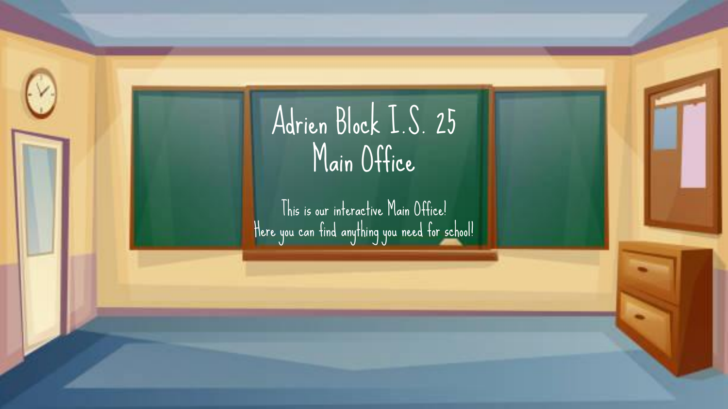# Adrien Block I.S. 25
# Main Office

This is our interactive Main Office!
Here you can find anything you need for school!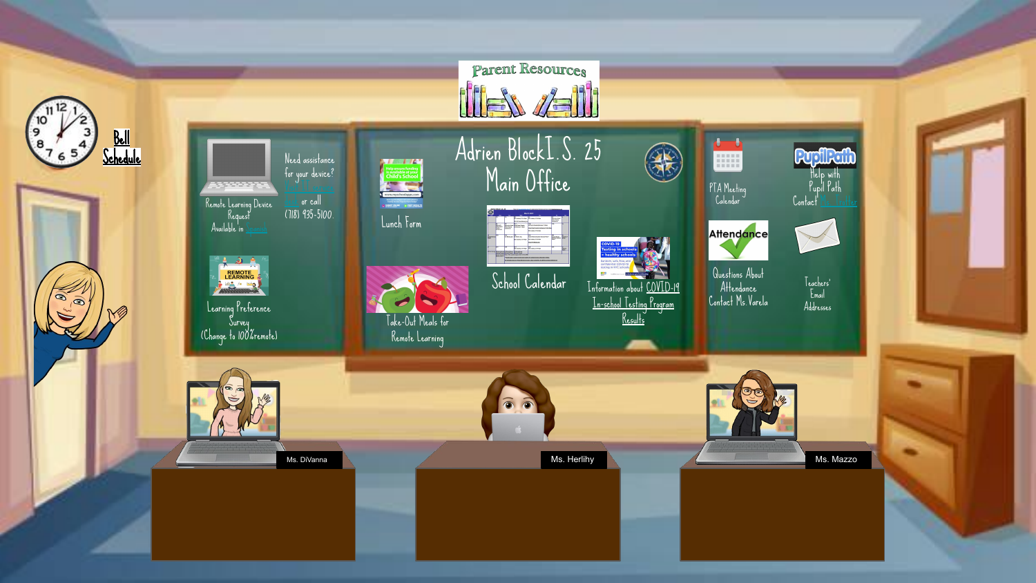# Parent Resources

# Adrien Block I.S. 25 Main Office

Bell Schedule

Remote Learning Device Request
Available in Spanish

Need assistance for your device? Fill out this form or call (718) 935-5100.

Learning Preference Survey (Change to 100% remote)

Lunch Form

Take-Out Meals for Remote Learning

School Calendar

Information about COVID-19 In-school Testing Program Results

PTA Meeting Calendar

Help with Pupil Path Contact Ms. Trotter

Questions About Attendance Contact Ms. Varela

Teachers' Email Addresses

Ms. DiVanna

Ms. Herlihy

Ms. Mazzo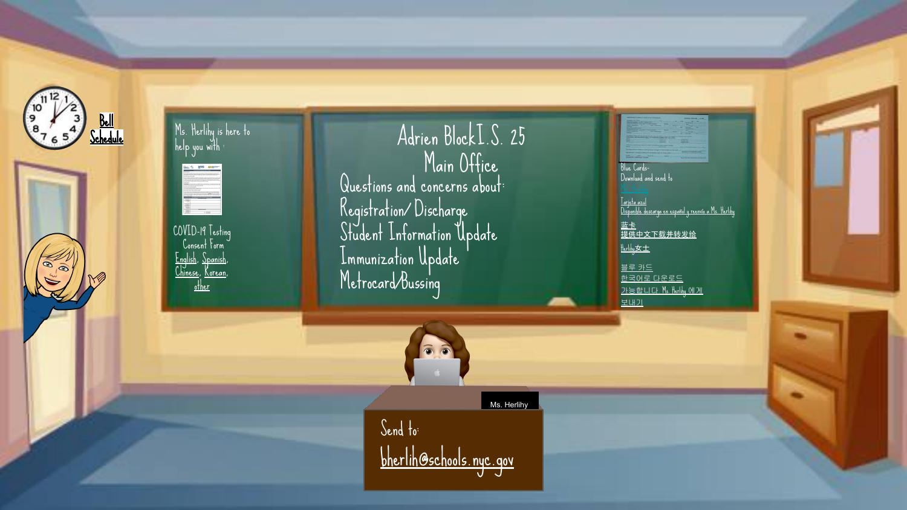Bell Schedule

Ms. Herlihy is here to help you with :

COVID-19 Testing Consent Form

English, Spanish, Chinese, Korean, other

# Adrien Block I.S. 25

## Main Office

Questions and concerns about:

Registration/ Discharge

Student Information Update

Immunization Update

Metrocard/Bussing

Blue Cards- Download and send to Ms. Herlihy

Tarjeta azul Disponible descarga en español y reenvío a Ms. Herlihy

蓝卡 提供中文下载并转发给 Herlihy女士

블루 카드 한국어로 다운로드 가능합니다 Ms. Herlihy 에게 보내기

Ms. Herlihy

Send to:

bherlih@schools.nyc.gov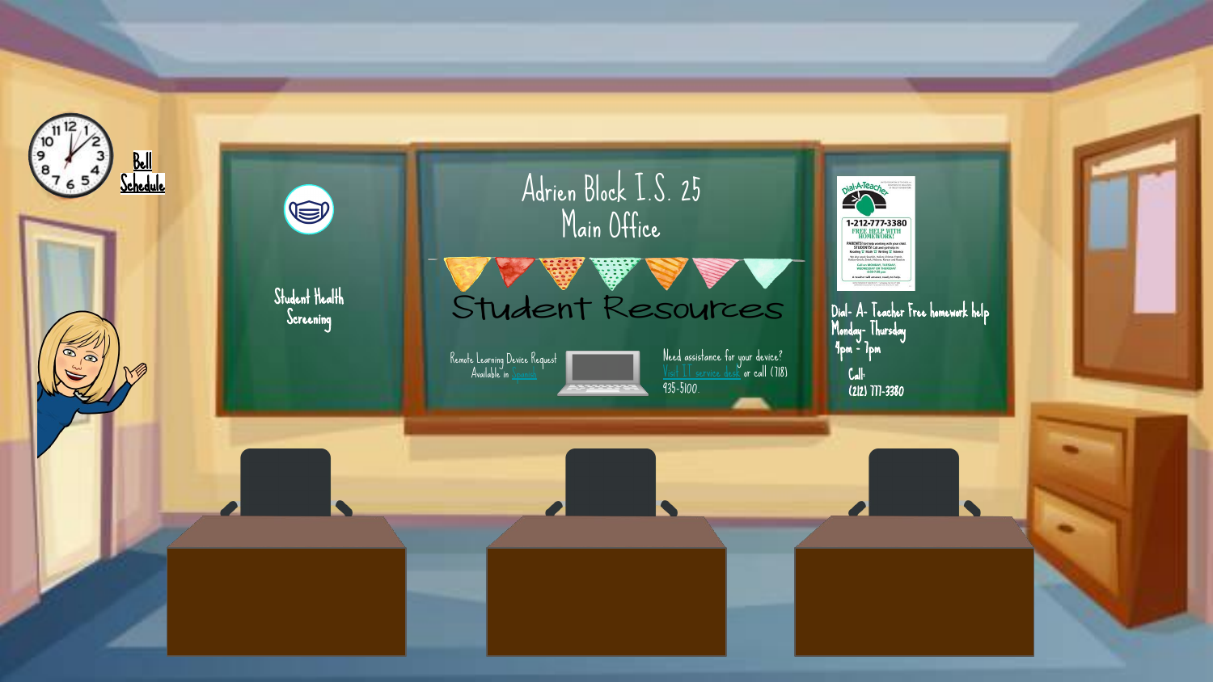# Adrien Block I.S. 25
## Main Office

# Student Resources

Bell Schedule

Student Health Screening

Remote Learning Device Request
Available in Spanish

Need assistance for your device? Visit IT service desk or call (718) 935-5100.

Dial-A-Teacher
1-212-777-3380
FREE HELP WITH HOMEWORK!

Dial- A- Teacher Free homework help
Monday- Thursday
4pm - 7pm

Call:
(212) 777-3380